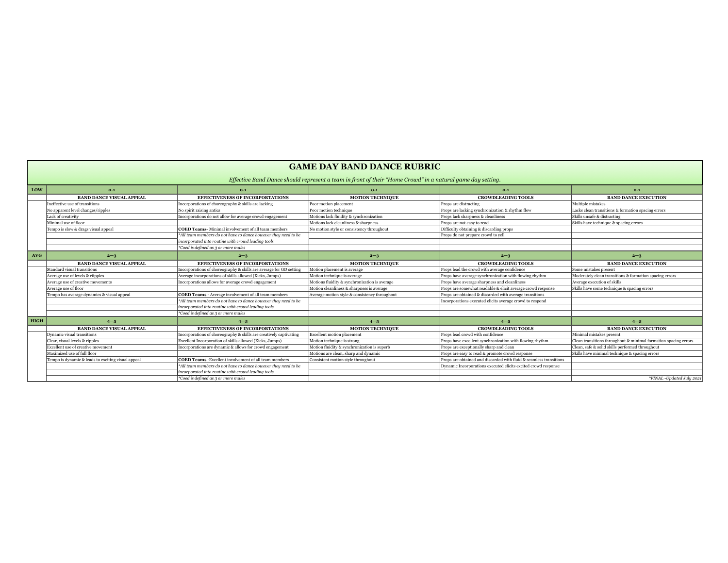# GAME DAY BAND DANCE RUBRIC

*Effective Band Dance should represent a team in front of their "Home Crowd" in a natural game day setting.*

| LOW | 0-1 | 0-1 | 0-1 | 0-1 | 0-1 |
|---|---|---|---|---|---|
| | **BAND DANCE VISUAL APPEAL** | **EFFECTIVENESS OF INCORPORTATIONS** | **MOTION TECHNIQUE** | **CROWDLEADING TOOLS** | **BAND DANCE EXECUTION** |
| | Ineffective use of transitions | Incorporations of choreography & skills are lacking | Poor motion placement | Props are distracting | Multiple mistakes |
| | No apparent level changes/ripples | No spirit raising antics | Poor motion technique | Props are lacking synchronization & rhythm flow | Lacks clean transitions & formation spacing errors |
| | Lack of creativity | Incorporations do not allow for average crowd engagement | Motions lack fluidity & synchronization | Props lack sharpness & cleanliness | Skills unsafe & distracting |
| | Minimal use of floor | | Motions lack cleanliness & sharpness | Props are not easy to read | Skills have technique & spacing errors |
| | Tempo is slow & drags visual appeal | **COED Teams**- Minimal involvement of all team members | No motion style or consistency throughout | Difficulty obtaining & discarding props | |
| | | *All team members do not have to dance however they need to be | | Props do not prepare crowd to yell | |
| | | incorporated into routine with crowd leading tools | | | |
| | | *Coed is defined as 3 or more males | | | |
| **AVG** | 2—3 | 2—3 | 2—3 | 2—3 | 2—3 |
| | **BAND DANCE VISUAL APPEAL** | **EFFECTIVENESS OF INCORPORTATIONS** | **MOTION TECHNIQUE** | **CROWDLEADING TOOLS** | **BAND DANCE EXECUTION** |
| | Standard visual transitions | Incorporations of choreography & skills are average for GD setting | Motion placement is average | Props lead the crowd with average confidence | Some mistakes present |
| | Average use of levels & riipples | Average incorporations of skills allowed (Kicks, Jumps) | Motion technique is average | Props have average synchronization with flowing rhythm | Moderately clean transitions & formation spacing errors |
| | Average use of creative movements | Incorporations allows for average crowd engagement | Motions fluidity & synchronization is average | Props have average sharpness and cleanliness | Average execution of skills |
| | Average use of floor | | Motion cleanliness & sharpness is average | Props are somewhat readable & elicit average crowd response | Skills have some technique & spacing errors |
| | Tempo has average dynamics & visual appeal | **COED Teams** - Average involvement of all team members | Average motion style & consistency throughout | Props are obtained & discarded with average transitions | |
| | | *All team members do not have to dance however they need to be | | Incorporations executed elicits average crowd to respond | |
| | | incorporated into routine with crowd leading tools | | | |
| | | *Coed is defined as 3 or more males | | | |
| **HIGH** | 4—5 | 4—5 | 4—5 | 4—5 | 4—5 |
| | **BAND DANCE VISUAL APPEAL** | **EFFECTIVENESS OF INCORPORTATIONS** | **MOTION TECHNIQUE** | **CROWDLEADING TOOLS** | **BAND DANCE EXECUTION** |
| | Dynamic visual transitions | Incorporations of choreography & skills are creatively captivating | Excellent motion placement | Props lead crowd with confidence | Minimal mistakes present |
| | Clear, visual levels & ripples | Excellent Incorporation of skills allowed (Kicks, Jumps) | Motion technique is strong | Props have excellent synchronization with flowing rhythm | Clean transitions throughout & minimal formation spacing errors |
| | Excellent use of creative movement | Incorporations are dynamic & allows for crowd engagement | Motion fluidity & synchronization is superb | Props are exceptionally sharp and clean | Clean, safe & solid skills performed throughout |
| | Maximized use of full floor | | Motions are clean, sharp and dynamic | Props are easy to read & promote crowd response | Skills have minimal technique & spacing errors |
| | Tempo is dynamic & leads to exciting visual appeal | **COED Teams** -Excellent involvement of all team members | Consistent motion style throughout | Props are obtained and discarded with fluid & seamless transitions | |
| | | *All team members do not have to dance however they need to be | | Dynamic Incorporations executed elicits excited crowd response | |
| | | incorporated into routine with crowd leading tools | | | |
| | | *Coed is defined as 3 or more males | | | *FINAL -Updated July 2021 |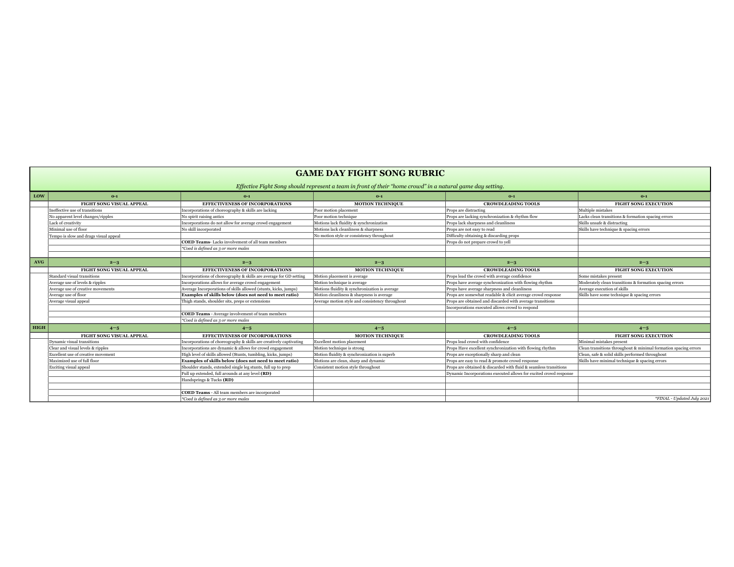# GAME DAY FIGHT SONG RUBRIC

*Effective Fight Song should represent a team in front of their "home crowd" in a natural game day setting.*

| | | | | | |
|---|---|---|---|---|---|
| **LOW** | **0-1** | **0-1** | **0-1** | **0-1** | **0-1** |
| | **FIGHT SONG VISUAL APPEAL** | **EFFECTIVENESS OF INCORPORATIONS** | **MOTION TECHNIQUE** | **CROWDLEADING TOOLS** | **FIGHT SONG EXECUTION** |
| | Ineffective use of transitions | Incorporations of choreography & skills are lacking | Poor motion placement | Props are distracting | Multiple mistakes |
| | No apparent level changes/ripples | No spirit raising antics | Poor motion technique | Props are lacking synchronization & rhythm flow | Lacks clean transitions & formation spacing errors |
| | Lack of creativity | Incorporations do not allow for average crowd engagement | Motions lack fluidity & synchronization | Props lack sharpness and cleanliness | Skills unsafe & distracting |
| | Minimal use of floor | No skill incorporated | Motions lack cleanliness & sharpness | Props are not easy to read | Skills have technique & spacing errors |
| | Tempo is slow and drags visual appeal | | No motion style or consistency throughout | Difficulty obtaining & discarding props | |
| | | **COED Teams**- Lacks involvement of all team members | | Props do not prepare crowd to yell | |
| | | *\*Coed is defined as 3 or more males* | | | |
| **AVG** | **2—3** | **2—3** | **2—3** | **2—3** | **2—3** |
| | **FIGHT SONG VISUAL APPEAL** | **EFFECTIVENESS OF INCORPORATIONS** | **MOTION TECHNIQUE** | **CROWDLEADING TOOLS** | **FIGHT SONG EXECUTION** |
| | Standard visual transitions | Incorporations of choreography & skills are average for GD setting | Motion placement is average | Props lead the crowd with average confidence | Some mistakes present |
| | Average use of levels & ripples | Incorporations allows for average crowd engagement | Motion technique is average | Props have average synchronization with flowing rhythm | Moderately clean transitions & formation spacing errors |
| | Average use of creative movements | Average Incorporations of skills allowed (stunts, kicks, jumps) | Motions fluidity & synchronization is average | Props have average sharpness and cleanliness | Average execution of skills |
| | Average use of floor | **Examples of skills below (does not need to meet ratio)** | Motion cleanliness & sharpness is average | Props are somewhat readable & elicit average crowd response | Skills have some technique & spacing errors |
| | Average visual appeal | Thigh stands, shoulder sits, preps or extensions | Average motion style and consistency throughout | Props are obtained and discarded with average transitions | |
| | | | | Incorporations executed allows crowd to respond | |
| | | **COED Teams** - Average involvement of team members | | | |
| | | *\*Coed is defined as 3 or more males* | | | |
| **HIGH** | **4—5** | **4—5** | **4—5** | **4—5** | **4—5** |
| | **FIGHT SONG VISUAL APPEAL** | **EFFECTIVENESS OF INCORPORATIONS** | **MOTION TECHNIQUE** | **CROWDLEADING TOOLS** | **FIGHT SONG EXECUTION** |
| | Dynamic visual transitions | Incorporations of choreography & skills are creatively captivating | Excellent motion placement | Props lead crowd with confidence | Minimal mistakes present |
| | Clear and visual levels & ripples | Incorporations are dynamic & allows for crowd engagement | Motion technique is strong | Props Have excellent synchronization with flowing rhythm | Clean transitions throughout & minimal formation spacing errors |
| | Excellent use of creative movement | High level of skills allowed (Stunts, tumbling, kicks, jumps) | Motion fluidity & synchronization is superb | Props are exceptionally sharp and clean | Clean, safe & solid skills performed throughout |
| | Maximized use of full floor | **Examples of skills below (does not need to meet ratio)** | Motions are clean, sharp and dynamic | Props are easy to read & promote crowd response | Skills have minimal technique & spacing errors |
| | Exciting visual appeal | Shoulder stands, extended single leg stunts, full up to prep | Consistent motion style throughout | Props are obtained & discarded with fluid & seamless transitions | |
| | | Full up extended, full arounds at any level **(RD)** | | Dynamic Incorporations executed allows for excited crowd response | |
| | | Handsprings & Tucks **(RD)** | | | |
| | | | | | |
| | | **COED Teams** - All team members are incorporated | | | |
| | | *\*Coed is defined as 3 or more males* | | | *\*FINAL - Updated July 2021* |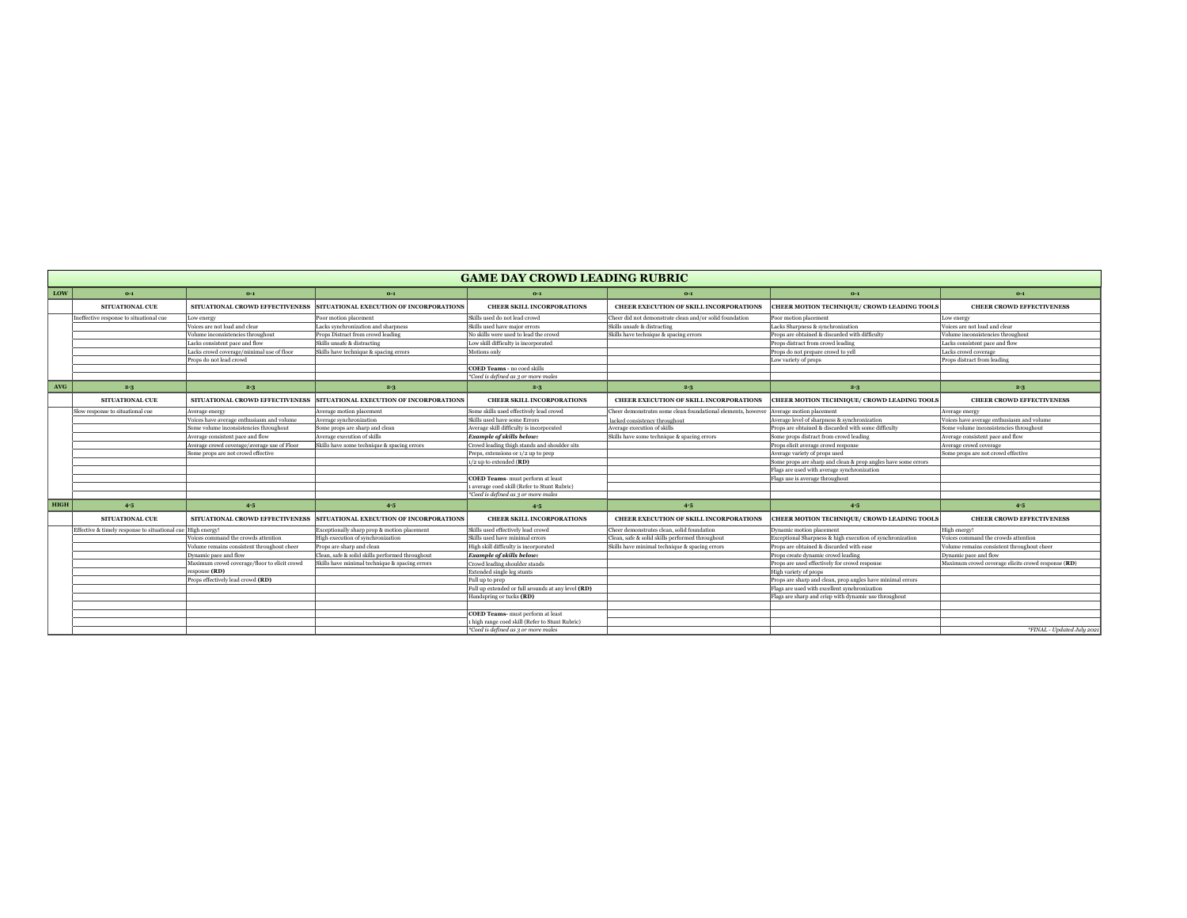# GAME DAY CROWD LEADING RUBRIC

| LOW | 0-1 | 0-1 | 0-1 | 0-1 | 0-1 | 0-1 | 0-1 |
|---|---|---|---|---|---|---|---|
| | **SITUATIONAL CUE** | **SITUATIONAL CROWD EFFECTIVENESS** | **SITUATIONAL EXECUTION OF INCORPORATIONS** | **CHEER SKILL INCORPORATIONS** | **CHEER EXECUTION OF SKILL INCORPORATIONS** | **CHEER MOTION TECHNIQUE/ CROWD LEADING TOOLS** | **CHEER CROWD EFFECTIVENESS** |
| | Ineffective response to situational cue | Low energy | Poor motion placement | Skills used do not lead crowd | Cheer did not demonstrate clean and/or solid foundation | Poor motion placement | Low energy |
| | | Voices are not load and clear | Lacks synchronization and sharpness | Skills used have major errors | Skills unsafe & distracting | Lacks Sharpness & synchronization | Voices are not load and clear |
| | | Volume inconsistencies throughout | Props Distract from crowd leading | No skills were used to lead the crowd | Skills have technique & spacing errors | Props are obtained & discarded with difficulty | Volume inconsistencies throughout |
| | | Lacks consistent pace and flow | Skills unsafe & distracting | Low skill difficulty is incorporated | | Props distract from crowd leading | Lacks consistent pace and flow |
| | | Lacks crowd coverage/minimal use of floor | Skills have technique & spacing errors | Motions only | | Props do not prepare crowd to yell | Lacks crowd coverage |
| | | Props do not lead crowd | | | | Low variety of props | Props distract from leading |
| | | | | **COED Teams** - no coed skills | | | |
| | | | | *Coed is defined as 3 or more males* | | | |
| **AVG** | **2-3** | **2-3** | **2-3** | **2-3** | **2-3** | **2-3** | **2-3** |
| | **SITUATIONAL CUE** | **SITUATIONAL CROWD EFFECTIVENESS** | **SITUATIONAL EXECUTION OF INCORPORATIONS** | **CHEER SKILL INCORPORATIONS** | **CHEER EXECUTION OF SKILL INCORPORATIONS** | **CHEER MOTION TECHNIQUE/ CROWD LEADING TOOLS** | **CHEER CROWD EFFECTIVENESS** |
| | Slow response to situational cue | Average energy | Average motion placement | Some skills used effectively lead crowd | Cheer demonstrates some clean foundational elements, however | Average motion placement | Average energy |
| | | Voices have average enthusiasm and volume | Average synchronization | Skills used have some Errors | lacked consistency throughout | Average level of sharpness & synchronization | Voices have average enthusiasm and volume |
| | | Some volume inconsistencies throughout | Some props are sharp and clean | Average skill difficulty is incorporated | Average execution of skills | Props are obtained & discarded with some difficulty | Some volume inconsistencies throughout |
| | | Average consistent pace and flow | Average execution of skills | ***Example of skills below:*** | Skills have some technique & spacing errors | Some props distract from crowd leading | Average consistent pace and flow |
| | | Average crowd coverage/average use of Floor | Skills have some technique & spacing errors | Crowd leading thigh stands and shoulder sits | | Props elicit average crowd response | Average crowd coverage |
| | | Some props are not crowd effective | | Preps, extensions or 1/2 up to prep | | Average variety of props used | Some props are not crowd effective |
| | | | | 1/2 up to extended (**RD**) | | Some props are sharp and clean & prop angles have some errors | |
| | | | | | | Flags are used with average synchronization | |
| | | | | **COED Teams**- must perform at least | | Flags use is average throughout | |
| | | | | 1 average coed skill (Refer to Stunt Rubric) | | | |
| | | | | *Coed is defined as 3 or more males* | | | |
| **HIGH** | **4-5** | **4-5** | **4-5** | **4-5** | **4-5** | **4-5** | **4-5** |
| | **SITUATIONAL CUE** | **SITUATIONAL CROWD EFFECTIVENESS** | **SITUATIONAL EXECUTION OF INCORPORATIONS** | **CHEER SKILL INCORPORATIONS** | **CHEER EXECUTION OF SKILL INCORPORATIONS** | **CHEER MOTION TECHNIQUE/ CROWD LEADING TOOLS** | **CHEER CROWD EFFECTIVENESS** |
| | Effective & timely response to situational cue | High energy! | Exceptionally sharp prop & motion placement | Skills used effectively lead crowd | Cheer demonstrates clean, solid foundation | Dynamic motion placement | High energy! |
| | | Voices command the crowds attention | High execution of synchronization | Skills used have minimal errors | Clean, safe & solid skills performed throughout | Exceptional Sharpness & high execution of synchronization | Voices command the crowds attention |
| | | Volume remains consistent throughout cheer | Props are sharp and clean | High skill difficulty is incorporated | Skills have minimal technique & spacing errors | Props are obtained & discarded with ease | Volume remains consistent throughout cheer |
| | | Dynamic pace and flow | Clean, safe & solid skills performed throughout | ***Example of skills below:*** | | Props create dynamic crowd leading | Dynamic pace and flow |
| | | Maximum crowd coverage/floor to elicit crowd response (**RD**) | Skills have minimal technique & spacing errors | Crowd leading shoulder stands | | Props are used effectively for crowd response | Maximum crowd coverage elicits crowd response (**RD**) |
| | | Props effectively lead crowd (**RD**) | | Extended single leg stunts | | High variety of props | |
| | | | | Full up to prep | | Props are sharp and clean, prop angles have minimal errors | |
| | | | | Full up extended or full arounds at any level (**RD**) | | Flags are used with excellent synchronization | |
| | | | | Handspring or tucks (**RD**) | | Flags are sharp and crisp with dynamic use throughout | |
| | | | | | | | |
| | | | | **COED Teams**- must perform at least | | | |
| | | | | 1 high range coed skill (Refer to Stunt Rubric) | | | |
| | | | | *Coed is defined as 3 or more males* | | | *\*FINAL - Updated July 2021* |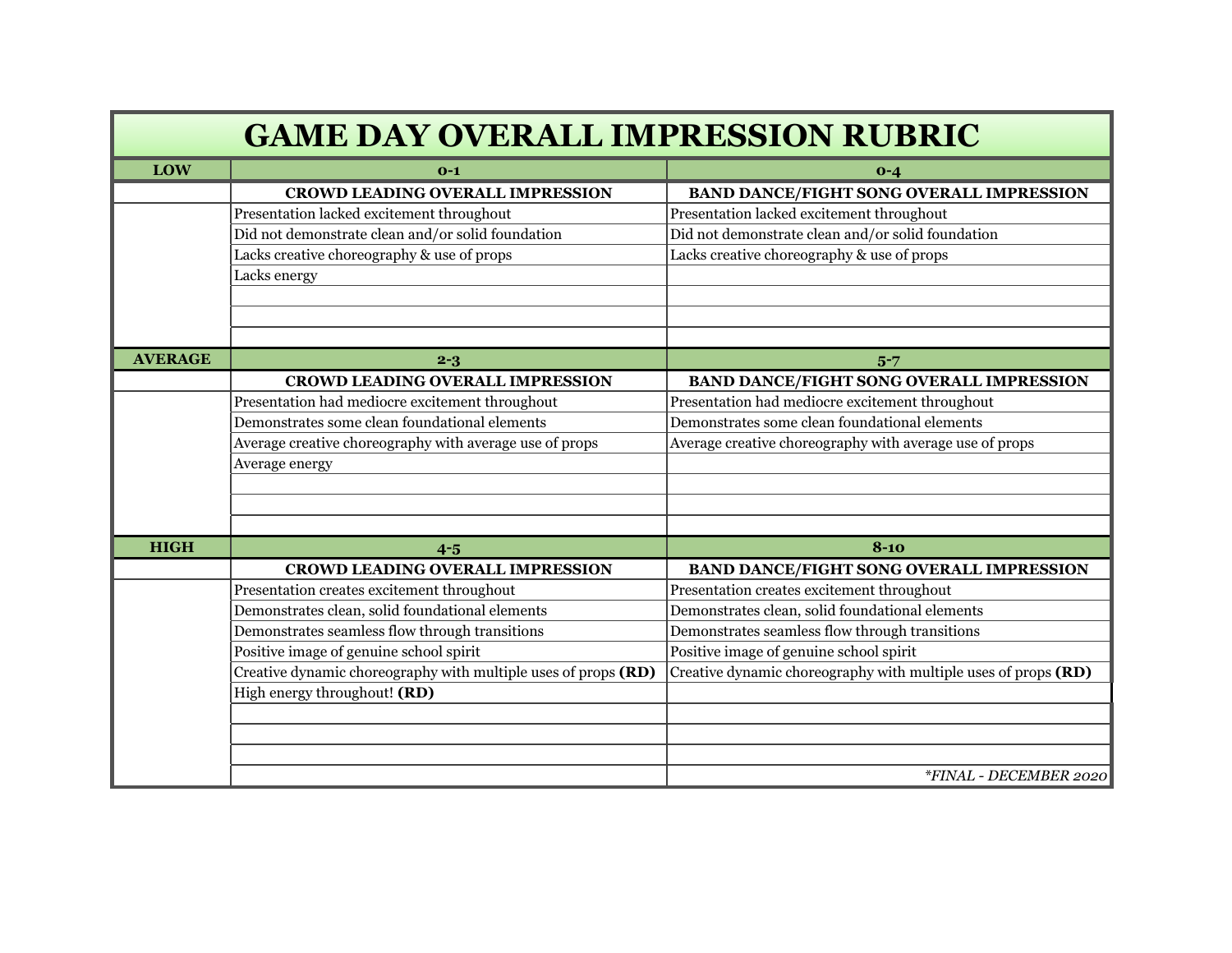# GAME DAY OVERALL IMPRESSION RUBRIC

| | | |
|---|---|---|
| **LOW** | **0-1** | **0-4** |
| | **CROWD LEADING OVERALL IMPRESSION** | **BAND DANCE/FIGHT SONG OVERALL IMPRESSION** |
| | Presentation lacked excitement throughout | Presentation lacked excitement throughout |
| | Did not demonstrate clean and/or solid foundation | Did not demonstrate clean and/or solid foundation |
| | Lacks creative choreography & use of props | Lacks creative choreography & use of props |
| | Lacks energy | |
| **AVERAGE** | **2-3** | **5-7** |
| | **CROWD LEADING OVERALL IMPRESSION** | **BAND DANCE/FIGHT SONG OVERALL IMPRESSION** |
| | Presentation had mediocre excitement throughout | Presentation had mediocre excitement throughout |
| | Demonstrates some clean foundational elements | Demonstrates some clean foundational elements |
| | Average creative choreography with average use of props | Average creative choreography with average use of props |
| | Average energy | |
| **HIGH** | **4-5** | **8-10** |
| | **CROWD LEADING OVERALL IMPRESSION** | **BAND DANCE/FIGHT SONG OVERALL IMPRESSION** |
| | Presentation creates excitement throughout | Presentation creates excitement throughout |
| | Demonstrates clean, solid foundational elements | Demonstrates clean, solid foundational elements |
| | Demonstrates seamless flow through transitions | Demonstrates seamless flow through transitions |
| | Positive image of genuine school spirit | Positive image of genuine school spirit |
| | Creative dynamic choreography with multiple uses of props **(RD)** | Creative dynamic choreography with multiple uses of props **(RD)** |
| | High energy throughout! **(RD)** | |

*\*FINAL - DECEMBER 2020*